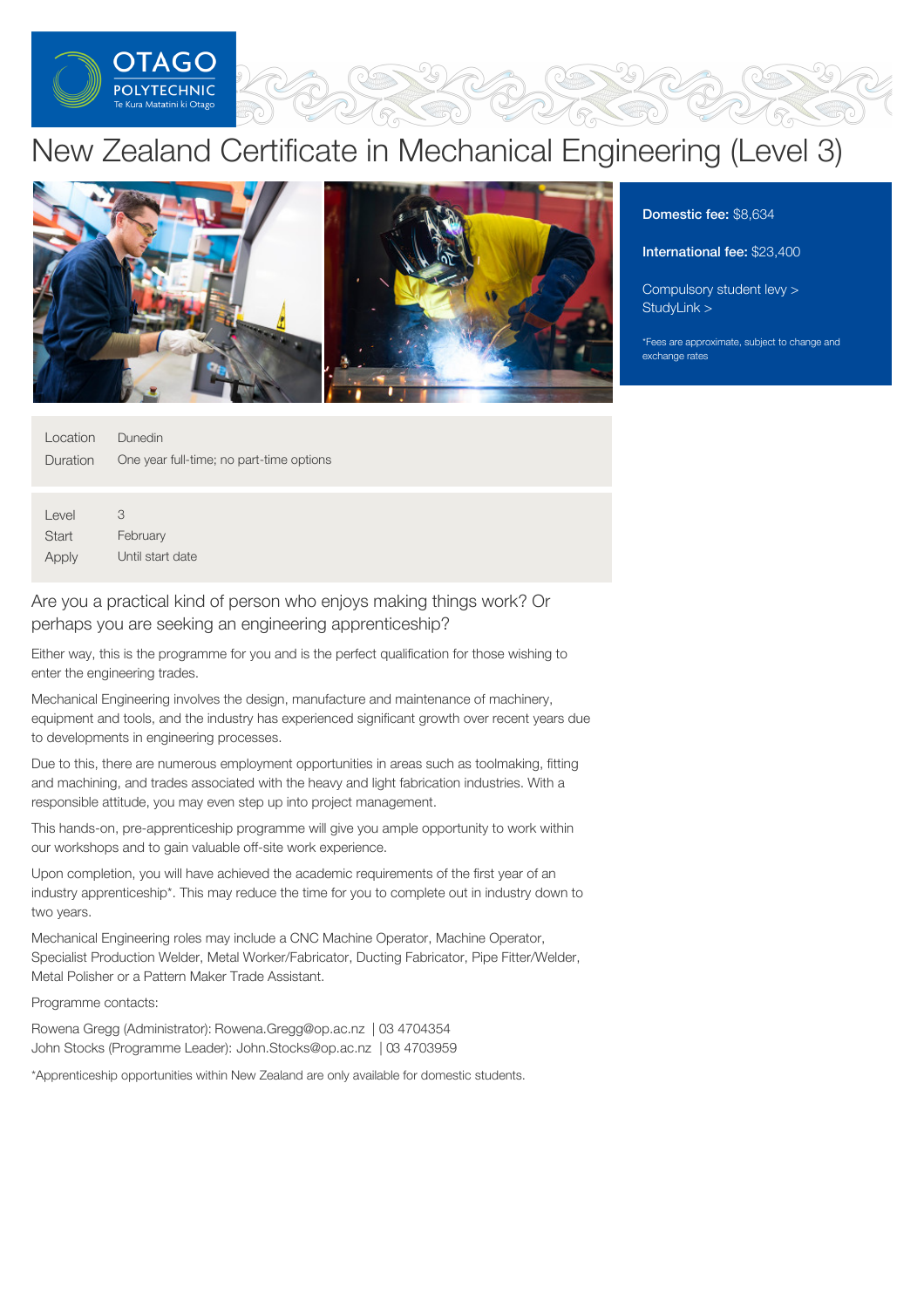OTAGO POLYTECHNIC
Te Kura Matatini ki Otago

# New Zealand Certificate in Mechanical Engineering (Level 3)

**Domestic fee:** $8,634

**International fee:** $23,400

Compulsory student levy >
StudyLink >

*Fees are approximate, subject to change and exchange rates

| | |
|---|---|
| Location | Dunedin |
| Duration | One year full-time; no part-time options |

| | |
|---|---|
| Level | 3 |
| Start | February |
| Apply | Until start date |

## Are you a practical kind of person who enjoys making things work? Or perhaps you are seeking an engineering apprenticeship?

Either way, this is the programme for you and is the perfect qualification for those wishing to enter the engineering trades.

Mechanical Engineering involves the design, manufacture and maintenance of machinery, equipment and tools, and the industry has experienced significant growth over recent years due to developments in engineering processes.

Due to this, there are numerous employment opportunities in areas such as toolmaking, fitting and machining, and trades associated with the heavy and light fabrication industries. With a responsible attitude, you may even step up into project management.

This hands-on, pre-apprenticeship programme will give you ample opportunity to work within our workshops and to gain valuable off-site work experience.

Upon completion, you will have achieved the academic requirements of the first year of an industry apprenticeship*. This may reduce the time for you to complete out in industry down to two years.

Mechanical Engineering roles may include a CNC Machine Operator, Machine Operator, Specialist Production Welder, Metal Worker/Fabricator, Ducting Fabricator, Pipe Fitter/Welder, Metal Polisher or a Pattern Maker Trade Assistant.

Programme contacts:

Rowena Gregg (Administrator): Rowena.Gregg@op.ac.nz | 03 4704354
John Stocks (Programme Leader): John.Stocks@op.ac.nz | 03 4703959

*Apprenticeship opportunities within New Zealand are only available for domestic students.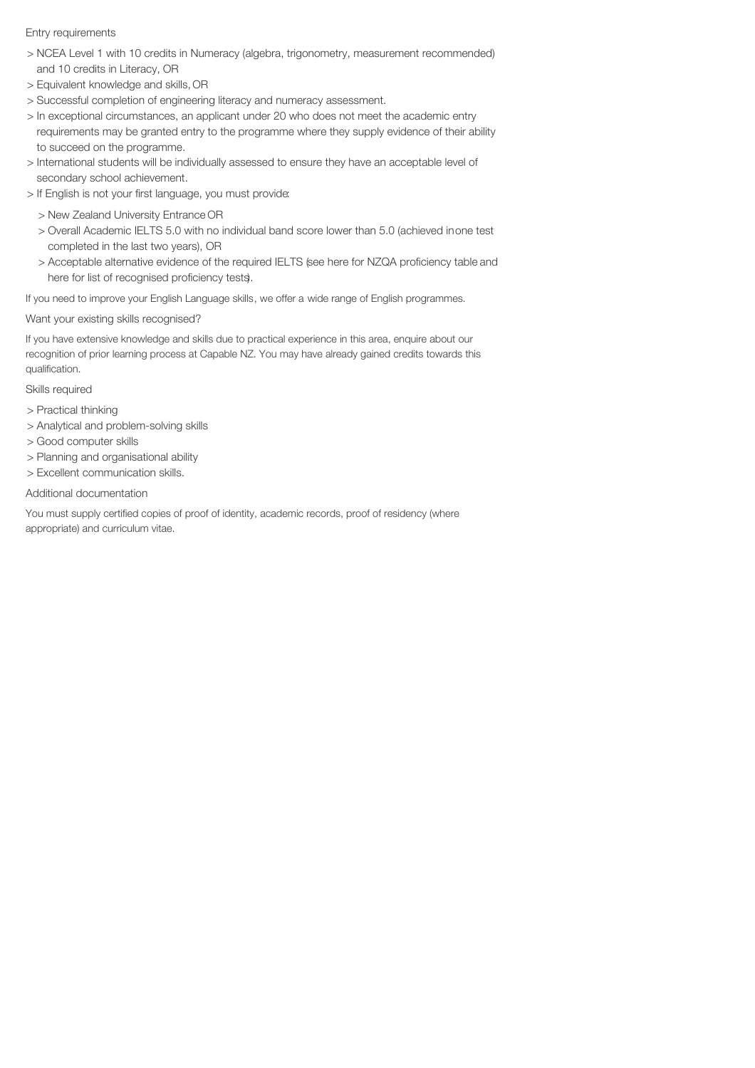## Entry requirements

- NCEA Level 1 with 10 credits in Numeracy (algebra, trigonometry, measurement recommended) and 10 credits in Literacy, OR
- Equivalent knowledge and skills, OR
- Successful completion of engineering literacy and numeracy assessment.
- In exceptional circumstances, an applicant under 20 who does not meet the academic entry requirements may be granted entry to the programme where they supply evidence of their ability to succeed on the programme.
- International students will be individually assessed to ensure they have an acceptable level of secondary school achievement.
- If English is not your first language, you must provide:
  - New Zealand University Entrance OR
  - Overall Academic IELTS 5.0 with no individual band score lower than 5.0 (achieved in one test completed in the last two years), OR
  - Acceptable alternative evidence of the required IELTS (see here for NZQA proficiency table and here for list of recognised proficiency tests).

If you need to improve your English Language skills, we offer a wide range of English programmes.

## Want your existing skills recognised?

If you have extensive knowledge and skills due to practical experience in this area, enquire about our recognition of prior learning process at Capable NZ. You may have already gained credits towards this qualification.

## Skills required

- Practical thinking
- Analytical and problem-solving skills
- Good computer skills
- Planning and organisational ability
- Excellent communication skills.

## Additional documentation

You must supply certified copies of proof of identity, academic records, proof of residency (where appropriate) and curriculum vitae.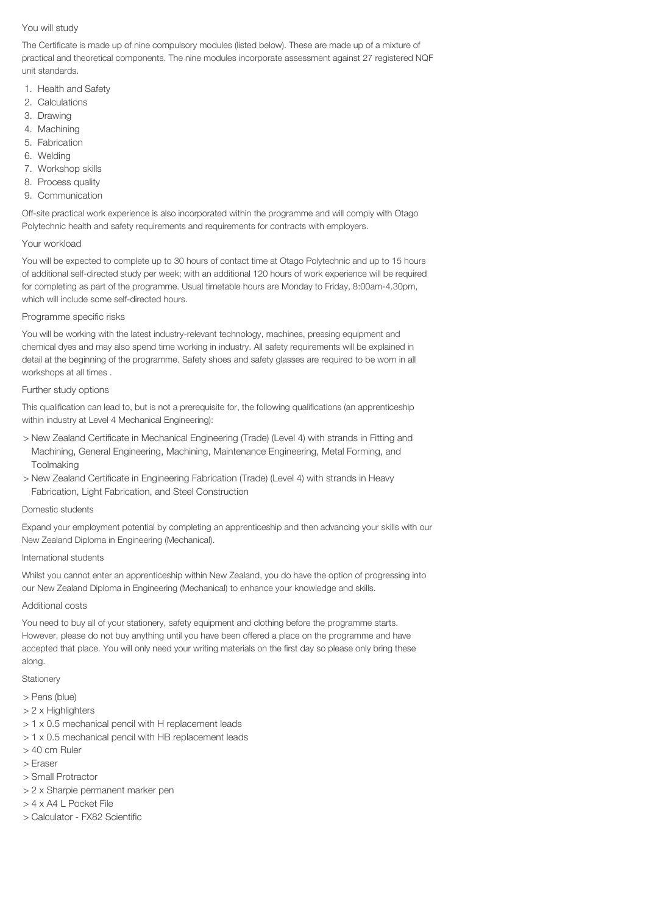## You will study

The Certificate is made up of nine compulsory modules (listed below). These are made up of a mixture of practical and theoretical components. The nine modules incorporate assessment against 27 registered NQF unit standards.

1. Health and Safety
2. Calculations
3. Drawing
4. Machining
5. Fabrication
6. Welding
7. Workshop skills
8. Process quality
9. Communication

Off-site practical work experience is also incorporated within the programme and will comply with Otago Polytechnic health and safety requirements and requirements for contracts with employers.

## Your workload

You will be expected to complete up to 30 hours of contact time at Otago Polytechnic and up to 15 hours of additional self-directed study per week; with an additional 120 hours of work experience will be required for completing as part of the programme. Usual timetable hours are Monday to Friday, 8:00am-4.30pm, which will include some self-directed hours.

## Programme specific risks

You will be working with the latest industry-relevant technology, machines, pressing equipment and chemical dyes and may also spend time working in industry. All safety requirements will be explained in detail at the beginning of the programme. Safety shoes and safety glasses are required to be worn in all workshops at all times .

## Further study options

This qualification can lead to, but is not a prerequisite for, the following qualifications (an apprenticeship within industry at Level 4 Mechanical Engineering):

- New Zealand Certificate in Mechanical Engineering (Trade) (Level 4) with strands in Fitting and Machining, General Engineering, Machining, Maintenance Engineering, Metal Forming, and Toolmaking
- New Zealand Certificate in Engineering Fabrication (Trade) (Level 4) with strands in Heavy Fabrication, Light Fabrication, and Steel Construction

### Domestic students

Expand your employment potential by completing an apprenticeship and then advancing your skills with our New Zealand Diploma in Engineering (Mechanical).

### International students

Whilst you cannot enter an apprenticeship within New Zealand, you do have the option of progressing into our New Zealand Diploma in Engineering (Mechanical) to enhance your knowledge and skills.

## Additional costs

You need to buy all of your stationery, safety equipment and clothing before the programme starts. However, please do not buy anything until you have been offered a place on the programme and have accepted that place. You will only need your writing materials on the first day so please only bring these along.

### Stationery

- Pens (blue)
- 2 x Highlighters
- 1 x 0.5 mechanical pencil with H replacement leads
- 1 x 0.5 mechanical pencil with HB replacement leads
- 40 cm Ruler
- Eraser
- Small Protractor
- 2 x Sharpie permanent marker pen
- 4 x A4 L Pocket File
- Calculator - FX82 Scientific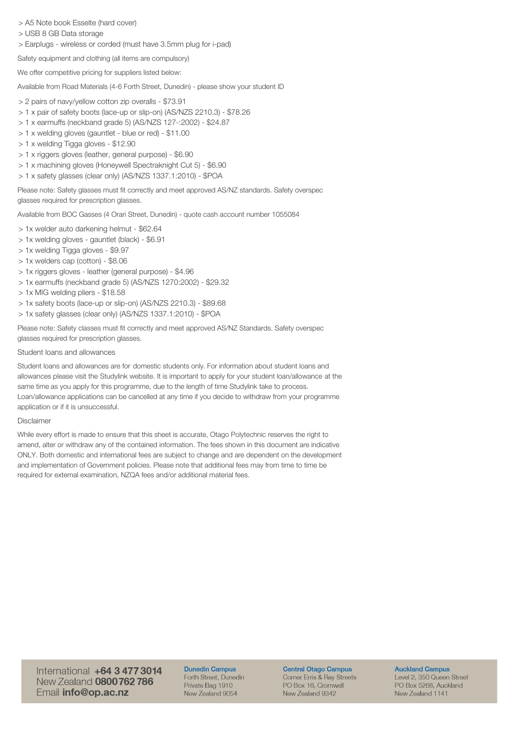- A5 Note book Esselte (hard cover)
- USB 8 GB Data storage
- Earplugs - wireless or corded (must have 3.5mm plug for i-pad)

Safety equipment and clothing (all items are compulsory)

We offer competitive pricing for suppliers listed below:

Available from Road Materials (4-6 Forth Street, Dunedin) - please show your student ID

- 2 pairs of navy/yellow cotton zip overalls - $73.91
- 1 x pair of safety boots (lace-up or slip-on) (AS/NZS 2210.3) - $78.26
- 1 x earmuffs (neckband grade 5) (AS/NZS 127-:2002) - $24.87
- 1 x welding gloves (gauntlet - blue or red) - $11.00
- 1 x welding Tigga gloves - $12.90
- 1 x riggers gloves (leather, general purpose) - $6.90
- 1 x machining gloves (Honeywell Spectraknight Cut 5) - $6.90
- 1 x safety glasses (clear only) (AS/NZS 1337.1:2010) - $POA

Please note: Safety glasses must fit correctly and meet approved AS/NZ standards. Safety overspec glasses required for prescription glasses.

Available from BOC Gasses (4 Orari Street, Dunedin) - quote cash account number 1055084

- 1x welder auto darkening helmut - $62.64
- 1x welding gloves - gauntlet (black) - $6.91
- 1x welding Tigga gloves - $9.97
- 1x welders cap (cotton) - $8.06
- 1x riggers gloves - leather (general purpose) - $4.96
- 1x earmuffs (neckband grade 5) (AS/NZS 1270:2002) - $29.32
- 1x MIG welding pliers - $18.58
- 1x safety boots (lace-up or slip-on) (AS/NZS 2210.3) - $89.68
- 1x safety glasses (clear only) (AS/NZS 1337.1:2010) - $POA

Please note: Safety classes must fit correctly and meet approved AS/NZ Standards. Safety overspec glasses required for prescription glasses.

## Student loans and allowances

Student loans and allowances are for domestic students only. For information about student loans and allowances please visit the Studylink website. It is important to apply for your student loan/allowance at the same time as you apply for this programme, due to the length of time Studylink take to process. Loan/allowance applications can be cancelled at any time if you decide to withdraw from your programme application or if it is unsuccessful.

## Disclaimer

While every effort is made to ensure that this sheet is accurate, Otago Polytechnic reserves the right to amend, alter or withdraw any of the contained information. The fees shown in this document are indicative ONLY. Both domestic and international fees are subject to change and are dependent on the development and implementation of Government policies. Please note that additional fees may from time to time be required for external examination, NZQA fees and/or additional material fees.

International **+64 3 477 3014**
New Zealand **0800 762 786**
Email **info@op.ac.nz**

**Dunedin Campus**
Forth Street, Dunedin
Private Bag 1910
New Zealand 9054

**Central Otago Campus**
Corner Erris & Ray Streets
PO Box 16, Cromwell
New Zealand 9342

**Auckland Campus**
Level 2, 350 Queen Street
PO Box 5268, Auckland
New Zealand 1141